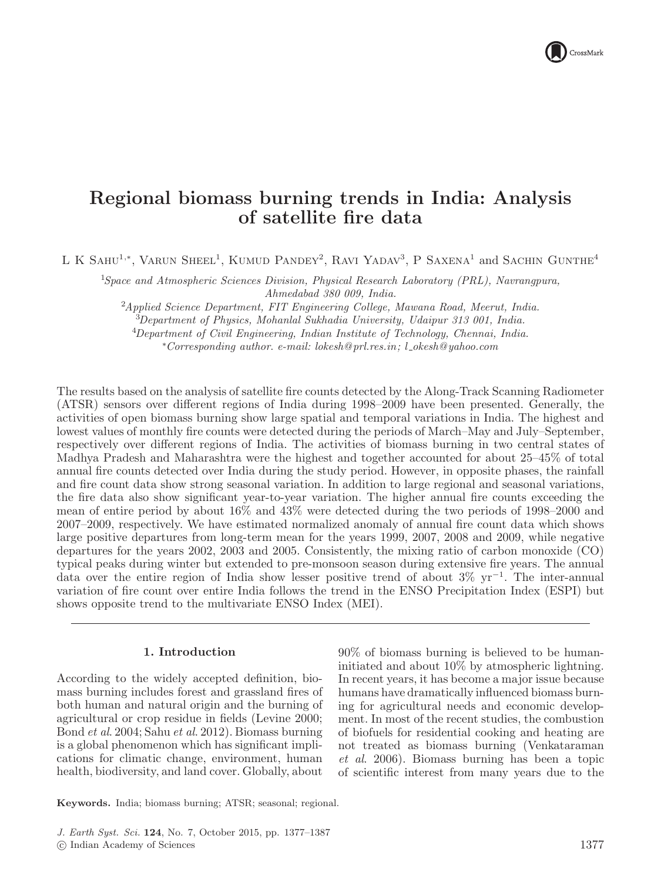# Regional biomass burning trends in India: Analysis of satellite fire data

L K Sahu[1,*], Varun Sheel[1], Kumud Pandey[2], Ravi Yadav[3], P Saxena[1] and Sachin Gunthe[4]

[1]*Space and Atmospheric Sciences Division, Physical Research Laboratory (PRL), Navrangpura, Ahmedabad 380 009, India.*

[2]*Applied Science Department, FIT Engineering College, Mawana Road, Meerut, India.*

[3]*Department of Physics, Mohanlal Sukhadia University, Udaipur 313 001, India.*

[4]*Department of Civil Engineering, Indian Institute of Technology, Chennai, India.*

*\*Corresponding author. e-mail: lokesh@prl.res.in; l_okesh@yahoo.com*

The results based on the analysis of satellite fire counts detected by the Along-Track Scanning Radiometer (ATSR) sensors over different regions of India during 1998–2009 have been presented. Generally, the activities of open biomass burning show large spatial and temporal variations in India. The highest and lowest values of monthly fire counts were detected during the periods of March–May and July–September, respectively over different regions of India. The activities of biomass burning in two central states of Madhya Pradesh and Maharashtra were the highest and together accounted for about 25–45% of total annual fire counts detected over India during the study period. However, in opposite phases, the rainfall and fire count data show strong seasonal variation. In addition to large regional and seasonal variations, the fire data also show significant year-to-year variation. The higher annual fire counts exceeding the mean of entire period by about 16% and 43% were detected during the two periods of 1998–2000 and 2007–2009, respectively. We have estimated normalized anomaly of annual fire count data which shows large positive departures from long-term mean for the years 1999, 2007, 2008 and 2009, while negative departures for the years 2002, 2003 and 2005. Consistently, the mixing ratio of carbon monoxide (CO) typical peaks during winter but extended to pre-monsoon season during extensive fire years. The annual data over the entire region of India show lesser positive trend of about 3% $\text{yr}^{-1}$. The inter-annual variation of fire count over entire India follows the trend in the ENSO Precipitation Index (ESPI) but shows opposite trend to the multivariate ENSO Index (MEI).

**Keywords.** India; biomass burning; ATSR; seasonal; regional.

## 1. Introduction

According to the widely accepted definition, biomass burning includes forest and grassland fires of both human and natural origin and the burning of agricultural or crop residue in fields (Levine 2000; Bond *et al*. 2004; Sahu *et al*. 2012). Biomass burning is a global phenomenon which has significant implications for climatic change, environment, human health, biodiversity, and land cover. Globally, about 90% of biomass burning is believed to be human-initiated and about 10% by atmospheric lightning. In recent years, it has become a major issue because humans have dramatically influenced biomass burning for agricultural needs and economic development. In most of the recent studies, the combustion of biofuels for residential cooking and heating are not treated as biomass burning (Venkataraman *et al*. 2006). Biomass burning has been a topic of scientific interest from many years due to the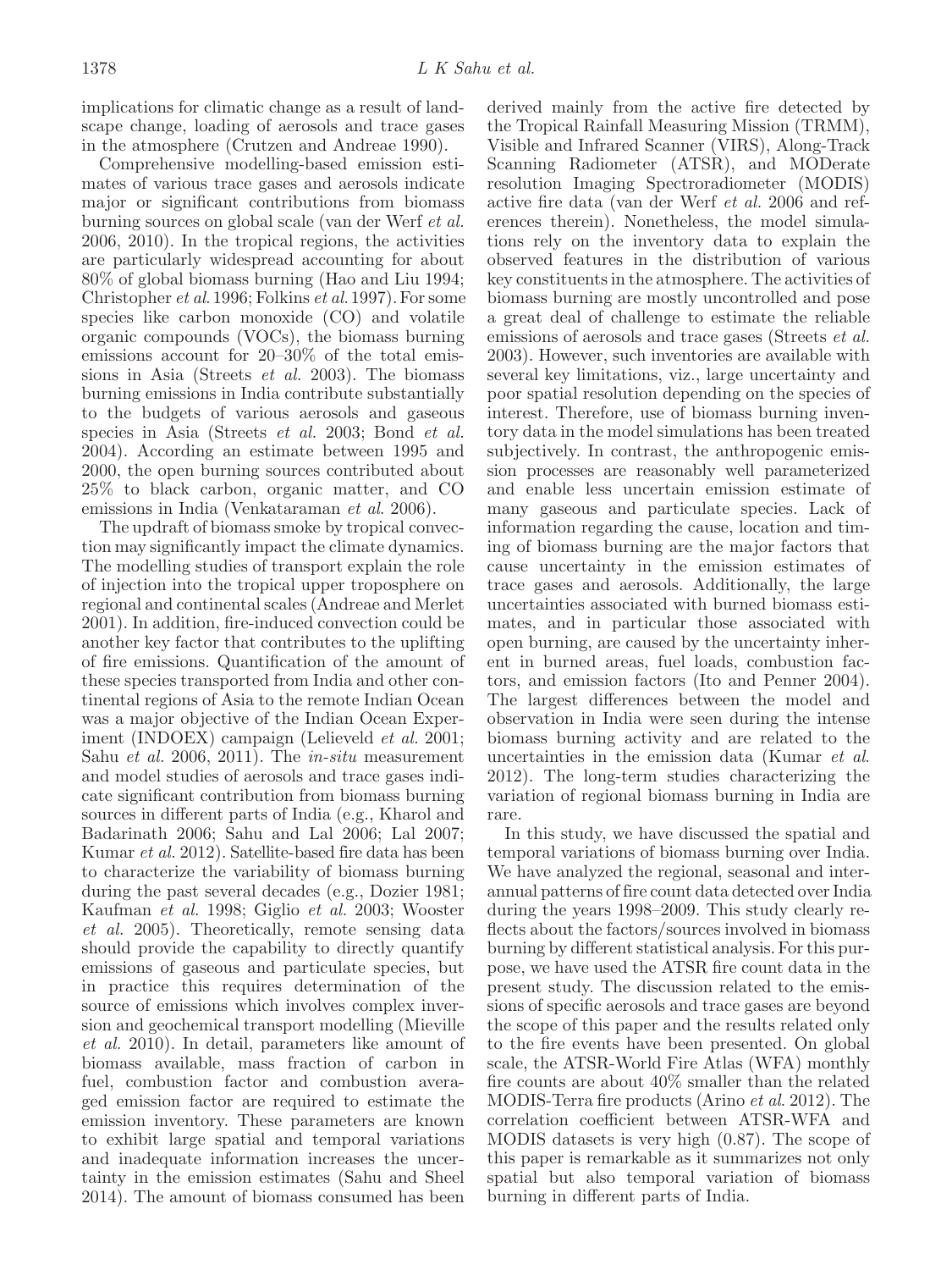implications for climatic change as a result of landscape change, loading of aerosols and trace gases in the atmosphere (Crutzen and Andreae 1990).

Comprehensive modelling-based emission estimates of various trace gases and aerosols indicate major or significant contributions from biomass burning sources on global scale (van der Werf *et al.* 2006, 2010). In the tropical regions, the activities are particularly widespread accounting for about 80% of global biomass burning (Hao and Liu 1994; Christopher *et al.* 1996; Folkins *et al.* 1997). For some species like carbon monoxide (CO) and volatile organic compounds (VOCs), the biomass burning emissions account for 20–30% of the total emissions in Asia (Streets *et al.* 2003). The biomass burning emissions in India contribute substantially to the budgets of various aerosols and gaseous species in Asia (Streets *et al.* 2003; Bond *et al.* 2004). According an estimate between 1995 and 2000, the open burning sources contributed about 25% to black carbon, organic matter, and CO emissions in India (Venkataraman *et al.* 2006).

The updraft of biomass smoke by tropical convection may significantly impact the climate dynamics. The modelling studies of transport explain the role of injection into the tropical upper troposphere on regional and continental scales (Andreae and Merlet 2001). In addition, fire-induced convection could be another key factor that contributes to the uplifting of fire emissions. Quantification of the amount of these species transported from India and other continental regions of Asia to the remote Indian Ocean was a major objective of the Indian Ocean Experiment (INDOEX) campaign (Lelieveld *et al.* 2001; Sahu *et al.* 2006, 2011). The *in-situ* measurement and model studies of aerosols and trace gases indicate significant contribution from biomass burning sources in different parts of India (e.g., Kharol and Badarinath 2006; Sahu and Lal 2006; Lal 2007; Kumar *et al.* 2012). Satellite-based fire data has been to characterize the variability of biomass burning during the past several decades (e.g., Dozier 1981; Kaufman *et al.* 1998; Giglio *et al.* 2003; Wooster *et al.* 2005). Theoretically, remote sensing data should provide the capability to directly quantify emissions of gaseous and particulate species, but in practice this requires determination of the source of emissions which involves complex inversion and geochemical transport modelling (Mieville *et al.* 2010). In detail, parameters like amount of biomass available, mass fraction of carbon in fuel, combustion factor and combustion averaged emission factor are required to estimate the emission inventory. These parameters are known to exhibit large spatial and temporal variations and inadequate information increases the uncertainty in the emission estimates (Sahu and Sheel 2014). The amount of biomass consumed has been derived mainly from the active fire detected by the Tropical Rainfall Measuring Mission (TRMM), Visible and Infrared Scanner (VIRS), Along-Track Scanning Radiometer (ATSR), and MODerate resolution Imaging Spectroradiometer (MODIS) active fire data (van der Werf *et al.* 2006 and references therein). Nonetheless, the model simulations rely on the inventory data to explain the observed features in the distribution of various key constituents in the atmosphere. The activities of biomass burning are mostly uncontrolled and pose a great deal of challenge to estimate the reliable emissions of aerosols and trace gases (Streets *et al.* 2003). However, such inventories are available with several key limitations, viz., large uncertainty and poor spatial resolution depending on the species of interest. Therefore, use of biomass burning inventory data in the model simulations has been treated subjectively. In contrast, the anthropogenic emission processes are reasonably well parameterized and enable less uncertain emission estimate of many gaseous and particulate species. Lack of information regarding the cause, location and timing of biomass burning are the major factors that cause uncertainty in the emission estimates of trace gases and aerosols. Additionally, the large uncertainties associated with burned biomass estimates, and in particular those associated with open burning, are caused by the uncertainty inherent in burned areas, fuel loads, combustion factors, and emission factors (Ito and Penner 2004). The largest differences between the model and observation in India were seen during the intense biomass burning activity and are related to the uncertainties in the emission data (Kumar *et al.* 2012). The long-term studies characterizing the variation of regional biomass burning in India are rare.

In this study, we have discussed the spatial and temporal variations of biomass burning over India. We have analyzed the regional, seasonal and interannual patterns of fire count data detected over India during the years 1998–2009. This study clearly reflects about the factors/sources involved in biomass burning by different statistical analysis. For this purpose, we have used the ATSR fire count data in the present study. The discussion related to the emissions of specific aerosols and trace gases are beyond the scope of this paper and the results related only to the fire events have been presented. On global scale, the ATSR-World Fire Atlas (WFA) monthly fire counts are about 40% smaller than the related MODIS-Terra fire products (Arino *et al.* 2012). The correlation coefficient between ATSR-WFA and MODIS datasets is very high (0.87). The scope of this paper is remarkable as it summarizes not only spatial but also temporal variation of biomass burning in different parts of India.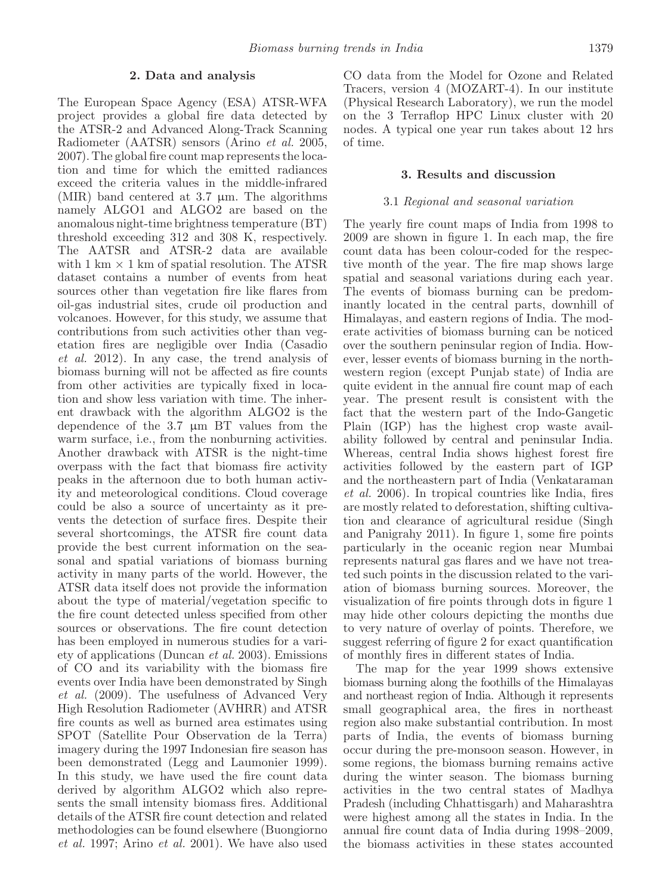## 2. Data and analysis

The European Space Agency (ESA) ATSR-WFA project provides a global fire data detected by the ATSR-2 and Advanced Along-Track Scanning Radiometer (AATSR) sensors (Arino *et al.* 2005, 2007). The global fire count map represents the location and time for which the emitted radiances exceed the criteria values in the middle-infrared (MIR) band centered at 3.7 μm. The algorithms namely ALGO1 and ALGO2 are based on the anomalous night-time brightness temperature (BT) threshold exceeding 312 and 308 K, respectively. The AATSR and ATSR-2 data are available with 1 km × 1 km of spatial resolution. The ATSR dataset contains a number of events from heat sources other than vegetation fire like flares from oil-gas industrial sites, crude oil production and volcanoes. However, for this study, we assume that contributions from such activities other than vegetation fires are negligible over India (Casadio *et al.* 2012). In any case, the trend analysis of biomass burning will not be affected as fire counts from other activities are typically fixed in location and show less variation with time. The inherent drawback with the algorithm ALGO2 is the dependence of the 3.7 μm BT values from the warm surface, i.e., from the nonburning activities. Another drawback with ATSR is the night-time overpass with the fact that biomass fire activity peaks in the afternoon due to both human activity and meteorological conditions. Cloud coverage could be also a source of uncertainty as it prevents the detection of surface fires. Despite their several shortcomings, the ATSR fire count data provide the best current information on the seasonal and spatial variations of biomass burning activity in many parts of the world. However, the ATSR data itself does not provide the information about the type of material/vegetation specific to the fire count detected unless specified from other sources or observations. The fire count detection has been employed in numerous studies for a variety of applications (Duncan *et al.* 2003). Emissions of CO and its variability with the biomass fire events over India have been demonstrated by Singh *et al.* (2009). The usefulness of Advanced Very High Resolution Radiometer (AVHRR) and ATSR fire counts as well as burned area estimates using SPOT (Satellite Pour Observation de la Terra) imagery during the 1997 Indonesian fire season has been demonstrated (Legg and Laumonier 1999). In this study, we have used the fire count data derived by algorithm ALGO2 which also represents the small intensity biomass fires. Additional details of the ATSR fire count detection and related methodologies can be found elsewhere (Buongiorno *et al.* 1997; Arino *et al.* 2001). We have also used CO data from the Model for Ozone and Related Tracers, version 4 (MOZART-4). In our institute (Physical Research Laboratory), we run the model on the 3 Terraflop HPC Linux cluster with 20 nodes. A typical one year run takes about 12 hrs of time.

## 3. Results and discussion

### 3.1 *Regional and seasonal variation*

The yearly fire count maps of India from 1998 to 2009 are shown in figure 1. In each map, the fire count data has been colour-coded for the respective month of the year. The fire map shows large spatial and seasonal variations during each year. The events of biomass burning can be predominantly located in the central parts, downhill of Himalayas, and eastern regions of India. The moderate activities of biomass burning can be noticed over the southern peninsular region of India. However, lesser events of biomass burning in the northwestern region (except Punjab state) of India are quite evident in the annual fire count map of each year. The present result is consistent with the fact that the western part of the Indo-Gangetic Plain (IGP) has the highest crop waste availability followed by central and peninsular India. Whereas, central India shows highest forest fire activities followed by the eastern part of IGP and the northeastern part of India (Venkataraman *et al.* 2006). In tropical countries like India, fires are mostly related to deforestation, shifting cultivation and clearance of agricultural residue (Singh and Panigrahy 2011). In figure 1, some fire points particularly in the oceanic region near Mumbai represents natural gas flares and we have not treated such points in the discussion related to the variation of biomass burning sources. Moreover, the visualization of fire points through dots in figure 1 may hide other colours depicting the months due to very nature of overlay of points. Therefore, we suggest referring of figure 2 for exact quantification of monthly fires in different states of India.

The map for the year 1999 shows extensive biomass burning along the foothills of the Himalayas and northeast region of India. Although it represents small geographical area, the fires in northeast region also make substantial contribution. In most parts of India, the events of biomass burning occur during the pre-monsoon season. However, in some regions, the biomass burning remains active during the winter season. The biomass burning activities in the two central states of Madhya Pradesh (including Chhattisgarh) and Maharashtra were highest among all the states in India. In the annual fire count data of India during 1998–2009, the biomass activities in these states accounted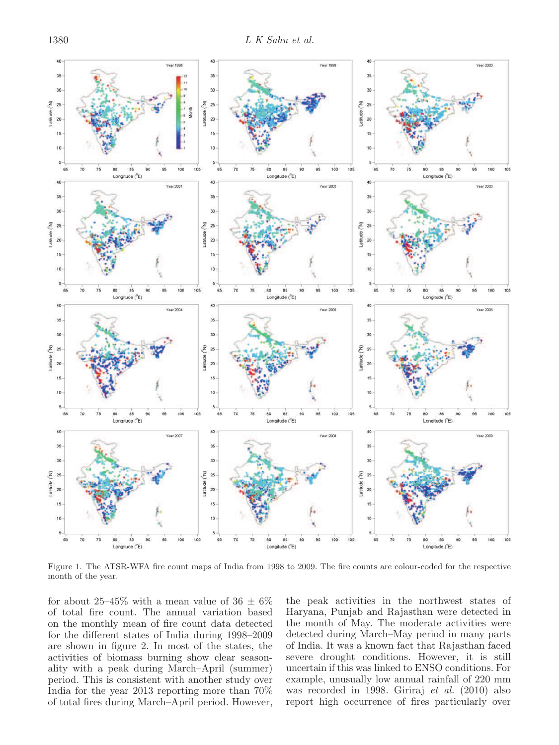Figure 1. The ATSR-WFA fire count maps of India from 1998 to 2009. The fire counts are colour-coded for the respective month of the year.

for about 25–45% with a mean value of 36 ± 6% of total fire count. The annual variation based on the monthly mean of fire count data detected for the different states of India during 1998–2009 are shown in figure 2. In most of the states, the activities of biomass burning show clear seasonality with a peak during March–April (summer) period. This is consistent with another study over India for the year 2013 reporting more than 70% of total fires during March–April period. However, the peak activities in the northwest states of Haryana, Punjab and Rajasthan were detected in the month of May. The moderate activities were detected during March–May period in many parts of India. It was a known fact that Rajasthan faced severe drought conditions. However, it is still uncertain if this was linked to ENSO conditions. For example, unusually low annual rainfall of 220 mm was recorded in 1998. Giriraj *et al.* (2010) also report high occurrence of fires particularly over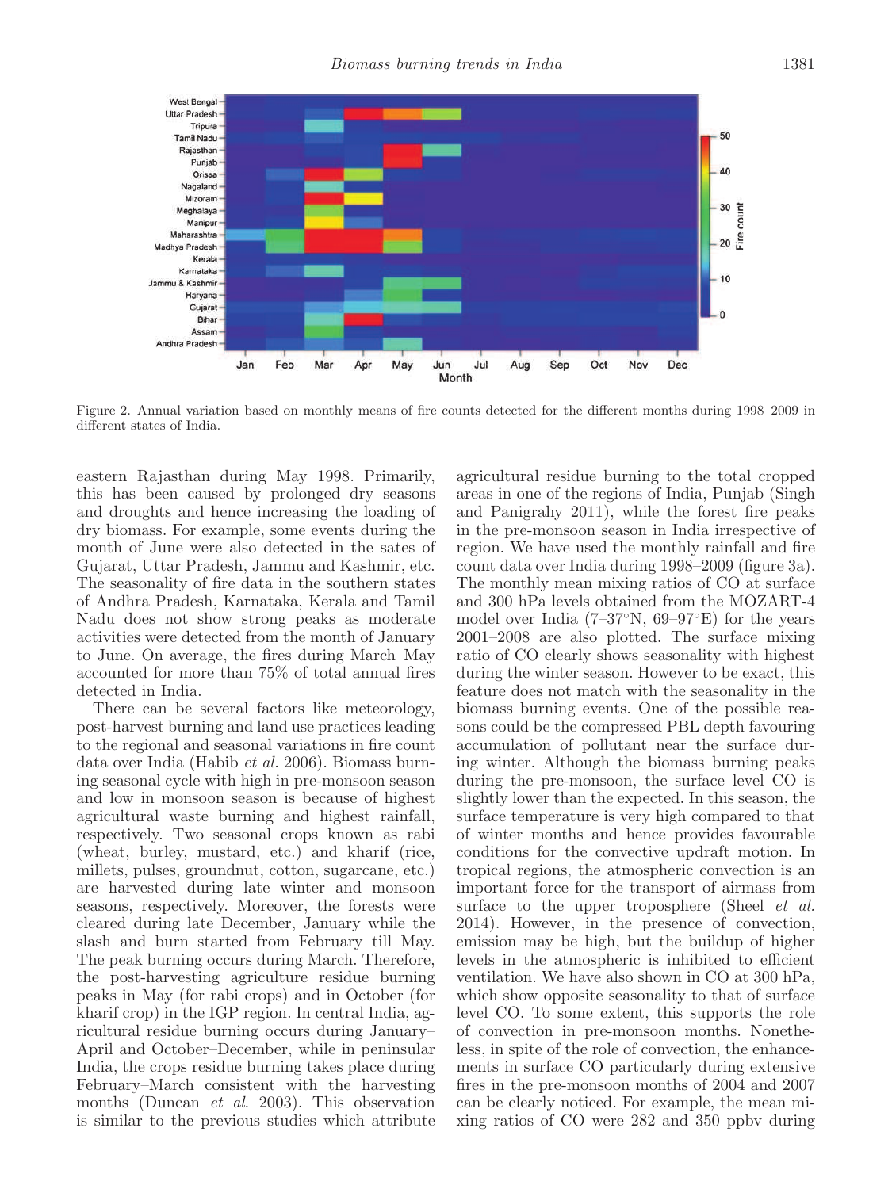Figure 2. Annual variation based on monthly means of fire counts detected for the different months during 1998–2009 in different states of India.

eastern Rajasthan during May 1998. Primarily, this has been caused by prolonged dry seasons and droughts and hence increasing the loading of dry biomass. For example, some events during the month of June were also detected in the sates of Gujarat, Uttar Pradesh, Jammu and Kashmir, etc. The seasonality of fire data in the southern states of Andhra Pradesh, Karnataka, Kerala and Tamil Nadu does not show strong peaks as moderate activities were detected from the month of January to June. On average, the fires during March–May accounted for more than 75% of total annual fires detected in India.

There can be several factors like meteorology, post-harvest burning and land use practices leading to the regional and seasonal variations in fire count data over India (Habib *et al.* 2006). Biomass burning seasonal cycle with high in pre-monsoon season and low in monsoon season is because of highest agricultural waste burning and highest rainfall, respectively. Two seasonal crops known as rabi (wheat, burley, mustard, etc.) and kharif (rice, millets, pulses, groundnut, cotton, sugarcane, etc.) are harvested during late winter and monsoon seasons, respectively. Moreover, the forests were cleared during late December, January while the slash and burn started from February till May. The peak burning occurs during March. Therefore, the post-harvesting agriculture residue burning peaks in May (for rabi crops) and in October (for kharif crop) in the IGP region. In central India, agricultural residue burning occurs during January–April and October–December, while in peninsular India, the crops residue burning takes place during February–March consistent with the harvesting months (Duncan *et al.* 2003). This observation is similar to the previous studies which attribute agricultural residue burning to the total cropped areas in one of the regions of India, Punjab (Singh and Panigrahy 2011), while the forest fire peaks in the pre-monsoon season in India irrespective of region. We have used the monthly rainfall and fire count data over India during 1998–2009 (figure 3a). The monthly mean mixing ratios of CO at surface and 300 hPa levels obtained from the MOZART-4 model over India (7–37°N, 69–97°E) for the years 2001–2008 are also plotted. The surface mixing ratio of CO clearly shows seasonality with highest during the winter season. However to be exact, this feature does not match with the seasonality in the biomass burning events. One of the possible reasons could be the compressed PBL depth favouring accumulation of pollutant near the surface during winter. Although the biomass burning peaks during the pre-monsoon, the surface level CO is slightly lower than the expected. In this season, the surface temperature is very high compared to that of winter months and hence provides favourable conditions for the convective updraft motion. In tropical regions, the atmospheric convection is an important force for the transport of airmass from surface to the upper troposphere (Sheel *et al.* 2014). However, in the presence of convection, emission may be high, but the buildup of higher levels in the atmospheric is inhibited to efficient ventilation. We have also shown in CO at 300 hPa, which show opposite seasonality to that of surface level CO. To some extent, this supports the role of convection in pre-monsoon months. Nonetheless, in spite of the role of convection, the enhancements in surface CO particularly during extensive fires in the pre-monsoon months of 2004 and 2007 can be clearly noticed. For example, the mean mixing ratios of CO were 282 and 350 ppbv during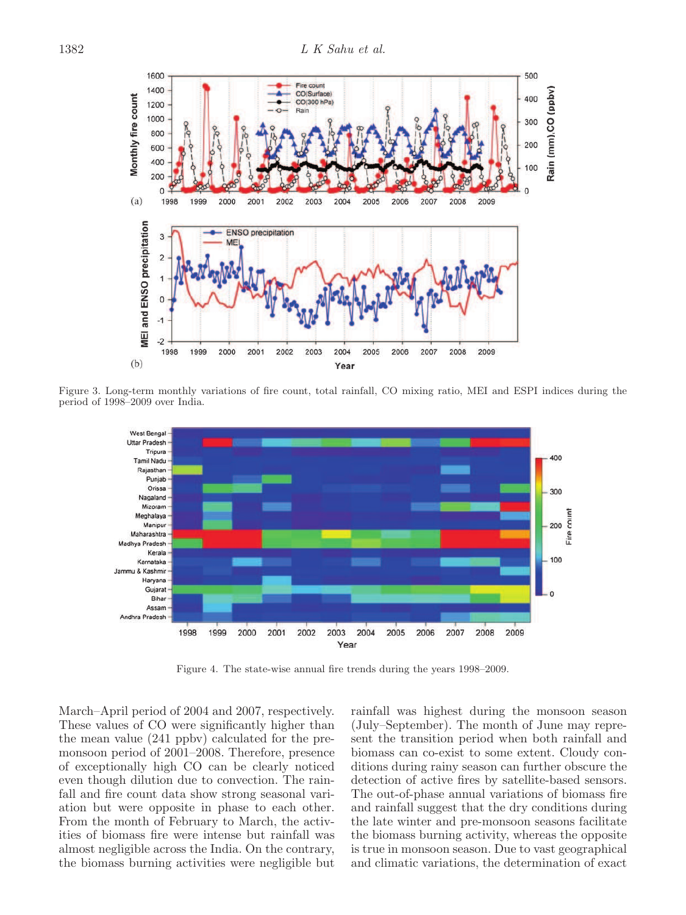Figure 3. Long-term monthly variations of fire count, total rainfall, CO mixing ratio, MEI and ESPI indices during the period of 1998–2009 over India.

Figure 4. The state-wise annual fire trends during the years 1998–2009.

March–April period of 2004 and 2007, respectively. These values of CO were significantly higher than the mean value (241 ppbv) calculated for the pre-monsoon period of 2001–2008. Therefore, presence of exceptionally high CO can be clearly noticed even though dilution due to convection. The rainfall and fire count data show strong seasonal variation but were opposite in phase to each other. From the month of February to March, the activities of biomass fire were intense but rainfall was almost negligible across the India. On the contrary, the biomass burning activities were negligible but rainfall was highest during the monsoon season (July–September). The month of June may represent the transition period when both rainfall and biomass can co-exist to some extent. Cloudy conditions during rainy season can further obscure the detection of active fires by satellite-based sensors. The out-of-phase annual variations of biomass fire and rainfall suggest that the dry conditions during the late winter and pre-monsoon seasons facilitate the biomass burning activity, whereas the opposite is true in monsoon season. Due to vast geographical and climatic variations, the determination of exact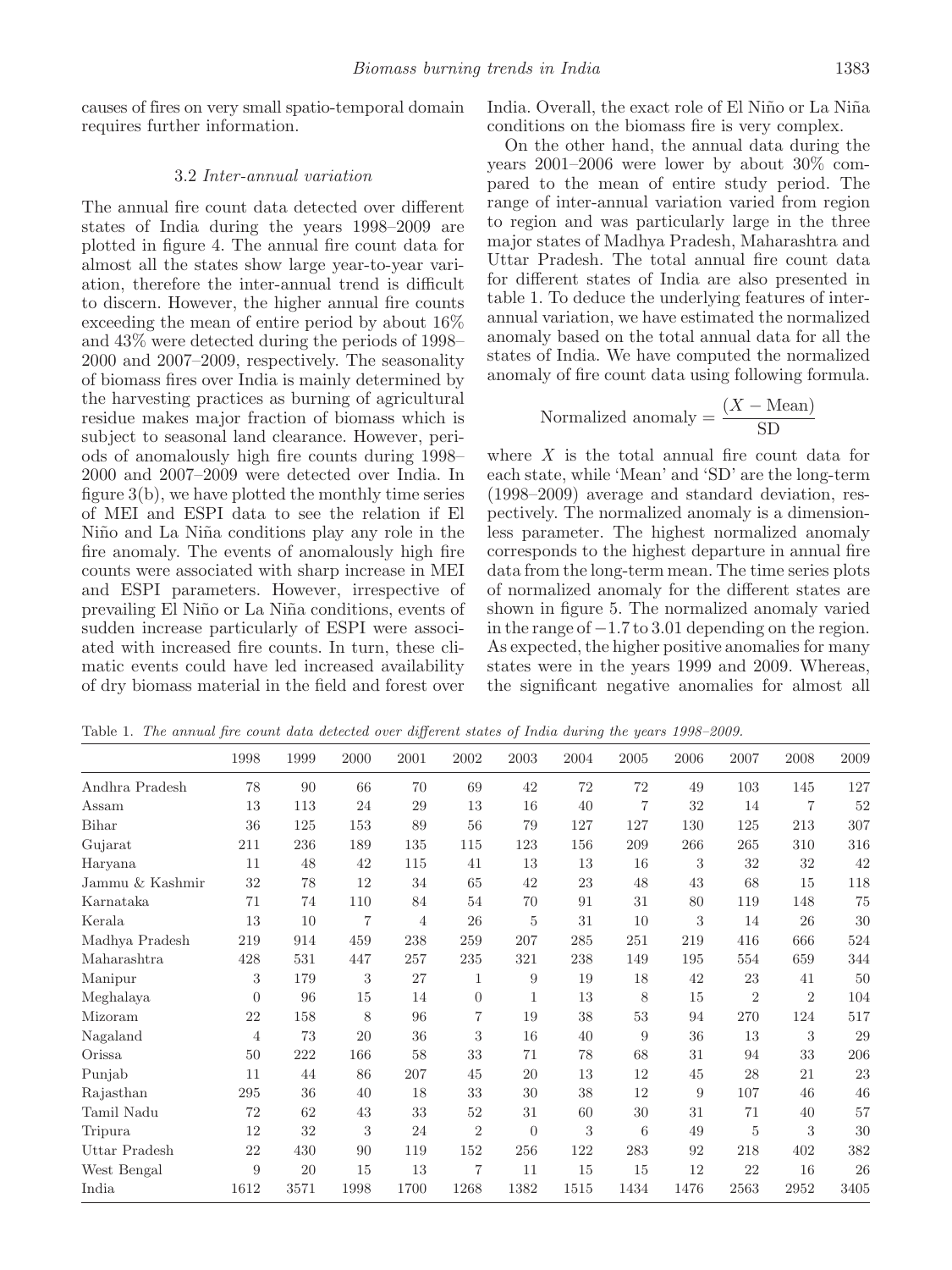causes of fires on very small spatio-temporal domain requires further information.

### 3.2 *Inter-annual variation*

The annual fire count data detected over different states of India during the years 1998–2009 are plotted in figure 4. The annual fire count data for almost all the states show large year-to-year variation, therefore the inter-annual trend is difficult to discern. However, the higher annual fire counts exceeding the mean of entire period by about 16% and 43% were detected during the periods of 1998–2000 and 2007–2009, respectively. The seasonality of biomass fires over India is mainly determined by the harvesting practices as burning of agricultural residue makes major fraction of biomass which is subject to seasonal land clearance. However, periods of anomalously high fire counts during 1998–2000 and 2007–2009 were detected over India. In figure 3(b), we have plotted the monthly time series of MEI and ESPI data to see the relation if El Niño and La Niña conditions play any role in the fire anomaly. The events of anomalously high fire counts were associated with sharp increase in MEI and ESPI parameters. However, irrespective of prevailing El Niño or La Niña conditions, events of sudden increase particularly of ESPI were associated with increased fire counts. In turn, these climatic events could have led increased availability of dry biomass material in the field and forest over India. Overall, the exact role of El Niño or La Niña conditions on the biomass fire is very complex.

On the other hand, the annual data during the years 2001–2006 were lower by about 30% compared to the mean of entire study period. The range of inter-annual variation varied from region to region and was particularly large in the three major states of Madhya Pradesh, Maharashtra and Uttar Pradesh. The total annual fire count data for different states of India are also presented in table 1. To deduce the underlying features of inter-annual variation, we have estimated the normalized anomaly based on the total annual data for all the states of India. We have computed the normalized anomaly of fire count data using following formula.

$$\text{Normalized anomaly} = \frac{(X - \text{Mean})}{\text{SD}}$$

where $X$ is the total annual fire count data for each state, while 'Mean' and 'SD' are the long-term (1998–2009) average and standard deviation, respectively. The normalized anomaly is a dimensionless parameter. The highest normalized anomaly corresponds to the highest departure in annual fire data from the long-term mean. The time series plots of normalized anomaly for the different states are shown in figure 5. The normalized anomaly varied in the range of −1.7 to 3.01 depending on the region. As expected, the higher positive anomalies for many states were in the years 1999 and 2009. Whereas, the significant negative anomalies for almost all

Table 1. *The annual fire count data detected over different states of India during the years 1998–2009.*

| | 1998 | 1999 | 2000 | 2001 | 2002 | 2003 | 2004 | 2005 | 2006 | 2007 | 2008 | 2009 |
|---|---|---|---|---|---|---|---|---|---|---|---|---|
| Andhra Pradesh | 78 | 90 | 66 | 70 | 69 | 42 | 72 | 72 | 49 | 103 | 145 | 127 |
| Assam | 13 | 113 | 24 | 29 | 13 | 16 | 40 | 7 | 32 | 14 | 7 | 52 |
| Bihar | 36 | 125 | 153 | 89 | 56 | 79 | 127 | 127 | 130 | 125 | 213 | 307 |
| Gujarat | 211 | 236 | 189 | 135 | 115 | 123 | 156 | 209 | 266 | 265 | 310 | 316 |
| Haryana | 11 | 48 | 42 | 115 | 41 | 13 | 13 | 16 | 3 | 32 | 32 | 42 |
| Jammu & Kashmir | 32 | 78 | 12 | 34 | 65 | 42 | 23 | 48 | 43 | 68 | 15 | 118 |
| Karnataka | 71 | 74 | 110 | 84 | 54 | 70 | 91 | 31 | 80 | 119 | 148 | 75 |
| Kerala | 13 | 10 | 7 | 4 | 26 | 5 | 31 | 10 | 3 | 14 | 26 | 30 |
| Madhya Pradesh | 219 | 914 | 459 | 238 | 259 | 207 | 285 | 251 | 219 | 416 | 666 | 524 |
| Maharashtra | 428 | 531 | 447 | 257 | 235 | 321 | 238 | 149 | 195 | 554 | 659 | 344 |
| Manipur | 3 | 179 | 3 | 27 | 1 | 9 | 19 | 18 | 42 | 23 | 41 | 50 |
| Meghalaya | 0 | 96 | 15 | 14 | 0 | 1 | 13 | 8 | 15 | 2 | 2 | 104 |
| Mizoram | 22 | 158 | 8 | 96 | 7 | 19 | 38 | 53 | 94 | 270 | 124 | 517 |
| Nagaland | 4 | 73 | 20 | 36 | 3 | 16 | 40 | 9 | 36 | 13 | 3 | 29 |
| Orissa | 50 | 222 | 166 | 58 | 33 | 71 | 78 | 68 | 31 | 94 | 33 | 206 |
| Punjab | 11 | 44 | 86 | 207 | 45 | 20 | 13 | 12 | 45 | 28 | 21 | 23 |
| Rajasthan | 295 | 36 | 40 | 18 | 33 | 30 | 38 | 12 | 9 | 107 | 46 | 46 |
| Tamil Nadu | 72 | 62 | 43 | 33 | 52 | 31 | 60 | 30 | 31 | 71 | 40 | 57 |
| Tripura | 12 | 32 | 3 | 24 | 2 | 0 | 3 | 6 | 49 | 5 | 3 | 30 |
| Uttar Pradesh | 22 | 430 | 90 | 119 | 152 | 256 | 122 | 283 | 92 | 218 | 402 | 382 |
| West Bengal | 9 | 20 | 15 | 13 | 7 | 11 | 15 | 15 | 12 | 22 | 16 | 26 |
| India | 1612 | 3571 | 1998 | 1700 | 1268 | 1382 | 1515 | 1434 | 1476 | 2563 | 2952 | 3405 |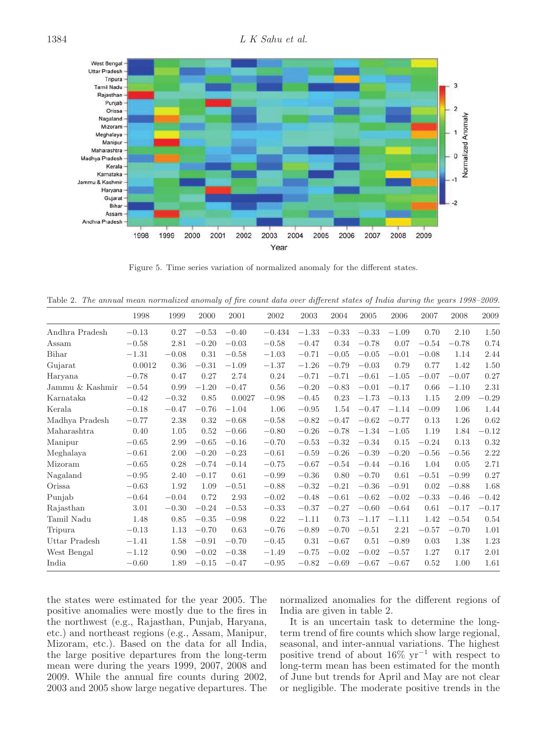Figure 5. Time series variation of normalized anomaly for the different states.

Table 2. *The annual mean normalized anomaly of fire count data over different states of India during the years 1998–2009.*

| | 1998 | 1999 | 2000 | 2001 | 2002 | 2003 | 2004 | 2005 | 2006 | 2007 | 2008 | 2009 |
|---|---|---|---|---|---|---|---|---|---|---|---|---|
| Andhra Pradesh | −0.13 | 0.27 | −0.53 | −0.40 | −0.434 | −1.33 | −0.33 | −0.33 | −1.09 | 0.70 | 2.10 | 1.50 |
| Assam | −0.58 | 2.81 | −0.20 | −0.03 | −0.58 | −0.47 | 0.34 | −0.78 | 0.07 | −0.54 | −0.78 | 0.74 |
| Bihar | −1.31 | −0.08 | 0.31 | −0.58 | −1.03 | −0.71 | −0.05 | −0.05 | −0.01 | −0.08 | 1.14 | 2.44 |
| Gujarat | 0.0012 | 0.36 | −0.31 | −1.09 | −1.37 | −1.26 | −0.79 | −0.03 | 0.79 | 0.77 | 1.42 | 1.50 |
| Haryana | −0.78 | 0.47 | 0.27 | 2.74 | 0.24 | −0.71 | −0.71 | −0.61 | −1.05 | −0.07 | −0.07 | 0.27 |
| Jammu & Kashmir | −0.54 | 0.99 | −1.20 | −0.47 | 0.56 | −0.20 | −0.83 | −0.01 | −0.17 | 0.66 | −1.10 | 2.31 |
| Karnataka | −0.42 | −0.32 | 0.85 | 0.0027 | −0.98 | −0.45 | 0.23 | −1.73 | −0.13 | 1.15 | 2.09 | −0.29 |
| Kerala | −0.18 | −0.47 | −0.76 | −1.04 | 1.06 | −0.95 | 1.54 | −0.47 | −1.14 | −0.09 | 1.06 | 1.44 |
| Madhya Pradesh | −0.77 | 2.38 | 0.32 | −0.68 | −0.58 | −0.82 | −0.47 | −0.62 | −0.77 | 0.13 | 1.26 | 0.62 |
| Maharashtra | 0.40 | 1.05 | 0.52 | −0.66 | −0.80 | −0.26 | −0.78 | −1.34 | −1.05 | 1.19 | 1.84 | −0.12 |
| Manipur | −0.65 | 2.99 | −0.65 | −0.16 | −0.70 | −0.53 | −0.32 | −0.34 | 0.15 | −0.24 | 0.13 | 0.32 |
| Meghalaya | −0.61 | 2.00 | −0.20 | −0.23 | −0.61 | −0.59 | −0.26 | −0.39 | −0.20 | −0.56 | −0.56 | 2.22 |
| Mizoram | −0.65 | 0.28 | −0.74 | −0.14 | −0.75 | −0.67 | −0.54 | −0.44 | −0.16 | 1.04 | 0.05 | 2.71 |
| Nagaland | −0.95 | 2.40 | −0.17 | 0.61 | −0.99 | −0.36 | 0.80 | −0.70 | 0.61 | −0.51 | −0.99 | 0.27 |
| Orissa | −0.63 | 1.92 | 1.09 | −0.51 | −0.88 | −0.32 | −0.21 | −0.36 | −0.91 | 0.02 | −0.88 | 1.68 |
| Punjab | −0.64 | −0.04 | 0.72 | 2.93 | −0.02 | −0.48 | −0.61 | −0.62 | −0.02 | −0.33 | −0.46 | −0.42 |
| Rajasthan | 3.01 | −0.30 | −0.24 | −0.53 | −0.33 | −0.37 | −0.27 | −0.60 | −0.64 | 0.61 | −0.17 | −0.17 |
| Tamil Nadu | 1.48 | 0.85 | −0.35 | −0.98 | 0.22 | −1.11 | 0.73 | −1.17 | −1.11 | 1.42 | −0.54 | 0.54 |
| Tripura | −0.13 | 1.13 | −0.70 | 0.63 | −0.76 | −0.89 | −0.70 | −0.51 | 2.21 | −0.57 | −0.70 | 1.01 |
| Uttar Pradesh | −1.41 | 1.58 | −0.91 | −0.70 | −0.45 | 0.31 | −0.67 | 0.51 | −0.89 | 0.03 | 1.38 | 1.23 |
| West Bengal | −1.12 | 0.90 | −0.02 | −0.38 | −1.49 | −0.75 | −0.02 | −0.02 | −0.57 | 1.27 | 0.17 | 2.01 |
| India | −0.60 | 1.89 | −0.15 | −0.47 | −0.95 | −0.82 | −0.69 | −0.67 | −0.67 | 0.52 | 1.00 | 1.61 |

the states were estimated for the year 2005. The positive anomalies were mostly due to the fires in the northwest (e.g., Rajasthan, Punjab, Haryana, etc.) and northeast regions (e.g., Assam, Manipur, Mizoram, etc.). Based on the data for all India, the large positive departures from the long-term mean were during the years 1999, 2007, 2008 and 2009. While the annual fire counts during 2002, 2003 and 2005 show large negative departures. The normalized anomalies for the different regions of India are given in table 2.

It is an uncertain task to determine the long-term trend of fire counts which show large regional, seasonal, and inter-annual variations. The highest positive trend of about 16% $yr^{-1}$ with respect to long-term mean has been estimated for the month of June but trends for April and May are not clear or negligible. The moderate positive trends in the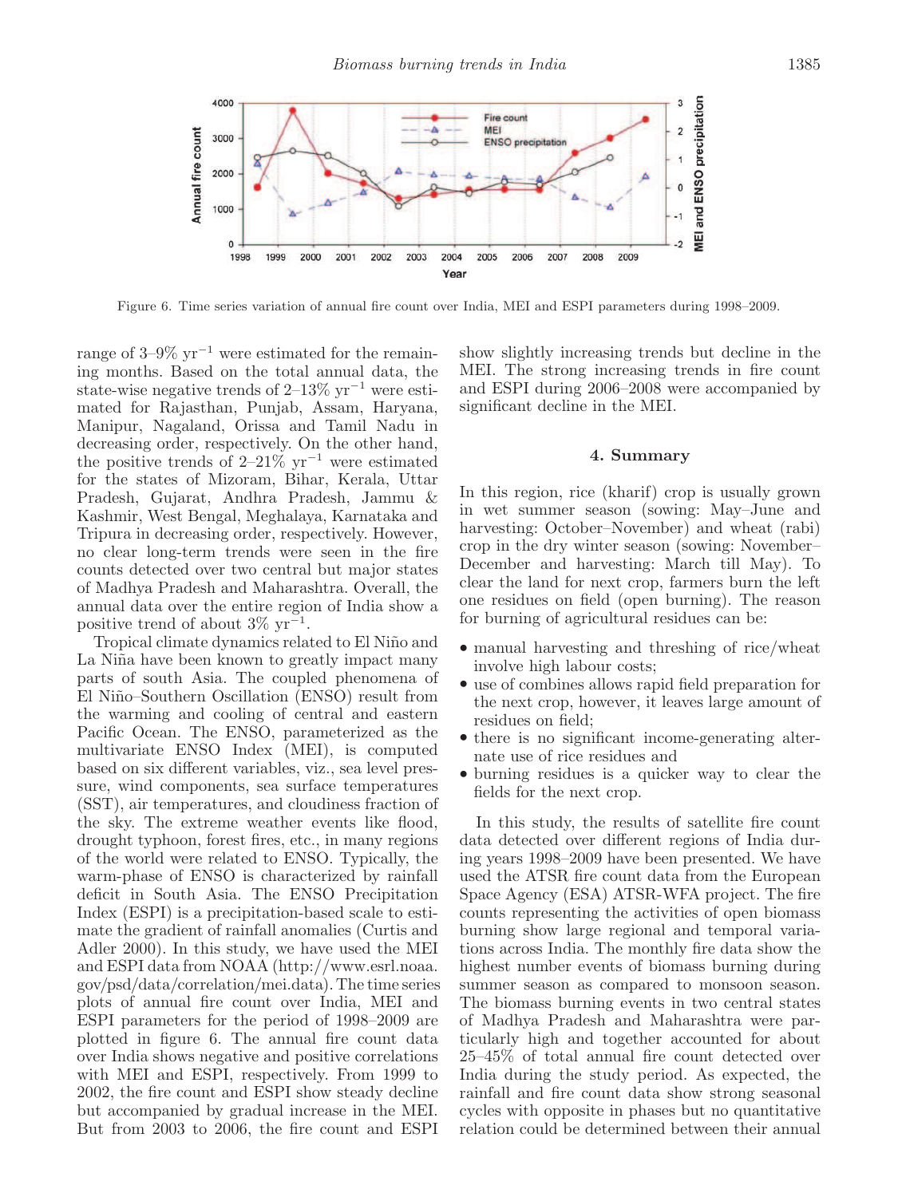Figure 6. Time series variation of annual fire count over India, MEI and ESPI parameters during 1998–2009.

range of 3–9% $yr^{-1}$ were estimated for the remaining months. Based on the total annual data, the state-wise negative trends of 2–13% $yr^{-1}$ were estimated for Rajasthan, Punjab, Assam, Haryana, Manipur, Nagaland, Orissa and Tamil Nadu in decreasing order, respectively. On the other hand, the positive trends of 2–21% $yr^{-1}$ were estimated for the states of Mizoram, Bihar, Kerala, Uttar Pradesh, Gujarat, Andhra Pradesh, Jammu & Kashmir, West Bengal, Meghalaya, Karnataka and Tripura in decreasing order, respectively. However, no clear long-term trends were seen in the fire counts detected over two central but major states of Madhya Pradesh and Maharashtra. Overall, the annual data over the entire region of India show a positive trend of about 3% $yr^{-1}$.

Tropical climate dynamics related to El Niño and La Niña have been known to greatly impact many parts of south Asia. The coupled phenomena of El Niño–Southern Oscillation (ENSO) result from the warming and cooling of central and eastern Pacific Ocean. The ENSO, parameterized as the multivariate ENSO Index (MEI), is computed based on six different variables, viz., sea level pressure, wind components, sea surface temperatures (SST), air temperatures, and cloudiness fraction of the sky. The extreme weather events like flood, drought typhoon, forest fires, etc., in many regions of the world were related to ENSO. Typically, the warm-phase of ENSO is characterized by rainfall deficit in South Asia. The ENSO Precipitation Index (ESPI) is a precipitation-based scale to estimate the gradient of rainfall anomalies (Curtis and Adler 2000). In this study, we have used the MEI and ESPI data from NOAA (http://www.esrl.noaa.gov/psd/data/correlation/mei.data). The time series plots of annual fire count over India, MEI and ESPI parameters for the period of 1998–2009 are plotted in figure 6. The annual fire count data over India shows negative and positive correlations with MEI and ESPI, respectively. From 1999 to 2002, the fire count and ESPI show steady decline but accompanied by gradual increase in the MEI. But from 2003 to 2006, the fire count and ESPI show slightly increasing trends but decline in the MEI. The strong increasing trends in fire count and ESPI during 2006–2008 were accompanied by significant decline in the MEI.

## 4. Summary

In this region, rice (kharif) crop is usually grown in wet summer season (sowing: May–June and harvesting: October–November) and wheat (rabi) crop in the dry winter season (sowing: November–December and harvesting: March till May). To clear the land for next crop, farmers burn the left one residues on field (open burning). The reason for burning of agricultural residues can be:

- manual harvesting and threshing of rice/wheat involve high labour costs;
- use of combines allows rapid field preparation for the next crop, however, it leaves large amount of residues on field;
- there is no significant income-generating alternate use of rice residues and
- burning residues is a quicker way to clear the fields for the next crop.

In this study, the results of satellite fire count data detected over different regions of India during years 1998–2009 have been presented. We have used the ATSR fire count data from the European Space Agency (ESA) ATSR-WFA project. The fire counts representing the activities of open biomass burning show large regional and temporal variations across India. The monthly fire data show the highest number events of biomass burning during summer season as compared to monsoon season. The biomass burning events in two central states of Madhya Pradesh and Maharashtra were particularly high and together accounted for about 25–45% of total annual fire count detected over India during the study period. As expected, the rainfall and fire count data show strong seasonal cycles with opposite in phases but no quantitative relation could be determined between their annual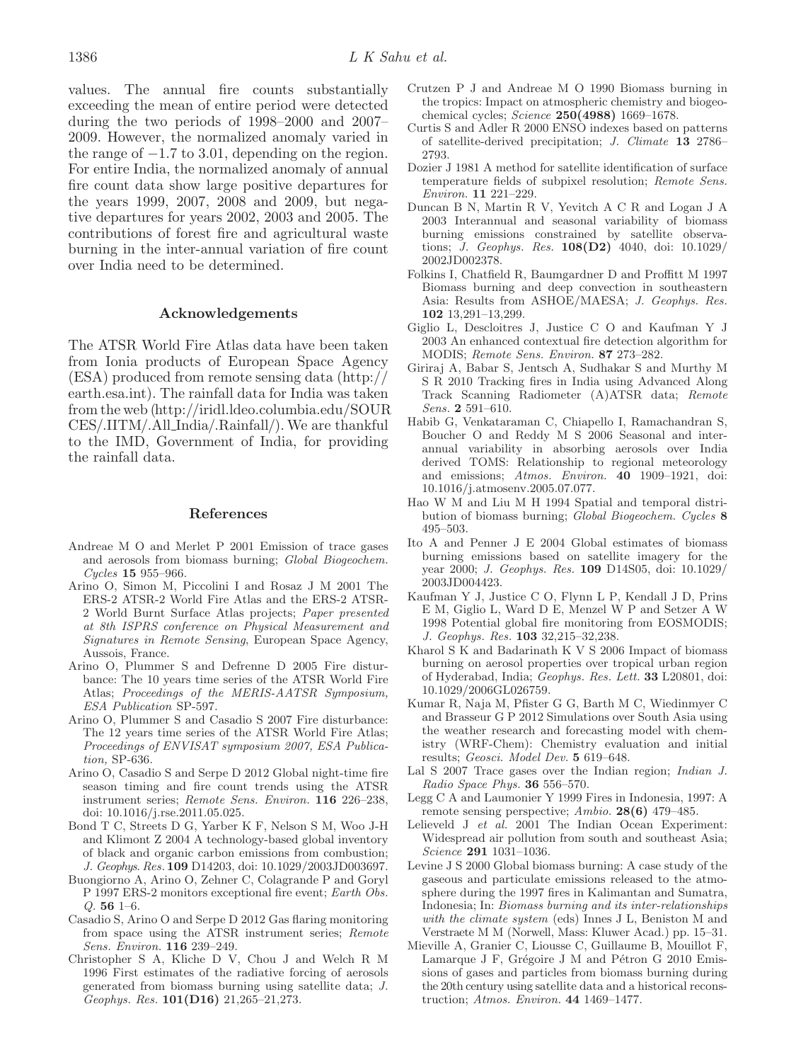values. The annual fire counts substantially exceeding the mean of entire period were detected during the two periods of 1998–2000 and 2007–2009. However, the normalized anomaly varied in the range of −1.7 to 3.01, depending on the region. For entire India, the normalized anomaly of annual fire count data show large positive departures for the years 1999, 2007, 2008 and 2009, but negative departures for years 2002, 2003 and 2005. The contributions of forest fire and agricultural waste burning in the inter-annual variation of fire count over India need to be determined.

## Acknowledgements

The ATSR World Fire Atlas data have been taken from Ionia products of European Space Agency (ESA) produced from remote sensing data (http://earth.esa.int). The rainfall data for India was taken from the web (http://iridl.ldeo.columbia.edu/SOURCES/.IITM/.All_India/.Rainfall/). We are thankful to the IMD, Government of India, for providing the rainfall data.

## References

Andreae M O and Merlet P 2001 Emission of trace gases and aerosols from biomass burning; *Global Biogeochem. Cycles* **15** 955–966.

Arino O, Simon M, Piccolini I and Rosaz J M 2001 The ERS-2 ATSR-2 World Fire Atlas and the ERS-2 ATSR-2 World Burnt Surface Atlas projects; *Paper presented at 8th ISPRS conference on Physical Measurement and Signatures in Remote Sensing*, European Space Agency, Aussois, France.

Arino O, Plummer S and Defrenne D 2005 Fire disturbance: The 10 years time series of the ATSR World Fire Atlas; *Proceedings of the MERIS-AATSR Symposium, ESA Publication* SP-597.

Arino O, Plummer S and Casadio S 2007 Fire disturbance: The 12 years time series of the ATSR World Fire Atlas; *Proceedings of ENVISAT symposium 2007, ESA Publication,* SP-636.

Arino O, Casadio S and Serpe D 2012 Global night-time fire season timing and fire count trends using the ATSR instrument series; *Remote Sens. Environ.* **116** 226–238, doi: 10.1016/j.rse.2011.05.025.

Bond T C, Streets D G, Yarber K F, Nelson S M, Woo J-H and Klimont Z 2004 A technology-based global inventory of black and organic carbon emissions from combustion; *J. Geophys. Res.* **109** D14203, doi: 10.1029/2003JD003697.

Buongiorno A, Arino O, Zehner C, Colagrande P and Goryl P 1997 ERS-2 monitors exceptional fire event; *Earth Obs. Q.* **56** 1–6.

Casadio S, Arino O and Serpe D 2012 Gas flaring monitoring from space using the ATSR instrument series; *Remote Sens. Environ.* **116** 239–249.

Christopher S A, Kliche D V, Chou J and Welch R M 1996 First estimates of the radiative forcing of aerosols generated from biomass burning using satellite data; *J. Geophys. Res.* **101(D16)** 21,265–21,273.

Crutzen P J and Andreae M O 1990 Biomass burning in the tropics: Impact on atmospheric chemistry and biogeochemical cycles; *Science* **250(4988)** 1669–1678.

Curtis S and Adler R 2000 ENSO indexes based on patterns of satellite-derived precipitation; *J. Climate* **13** 2786–2793.

Dozier J 1981 A method for satellite identification of surface temperature fields of subpixel resolution; *Remote Sens. Environ.* **11** 221–229.

Duncan B N, Martin R V, Yevitch A C R and Logan J A 2003 Interannual and seasonal variability of biomass burning emissions constrained by satellite observations; *J. Geophys. Res.* **108(D2)** 4040, doi: 10.1029/2002JD002378.

Folkins I, Chatfield R, Baumgardner D and Proffitt M 1997 Biomass burning and deep convection in southeastern Asia: Results from ASHOE/MAESA; *J. Geophys. Res.* **102** 13,291–13,299.

Giglio L, Descloitres J, Justice C O and Kaufman Y J 2003 An enhanced contextual fire detection algorithm for MODIS; *Remote Sens. Environ.* **87** 273–282.

Giriraj A, Babar S, Jentsch A, Sudhakar S and Murthy M S R 2010 Tracking fires in India using Advanced Along Track Scanning Radiometer (A)ATSR data; *Remote Sens.* **2** 591–610.

Habib G, Venkataraman C, Chiapello I, Ramachandran S, Boucher O and Reddy M S 2006 Seasonal and interannual variability in absorbing aerosols over India derived TOMS: Relationship to regional meteorology and emissions; *Atmos. Environ.* **40** 1909–1921, doi: 10.1016/j.atmosenv.2005.07.077.

Hao W M and Liu M H 1994 Spatial and temporal distribution of biomass burning; *Global Biogeochem. Cycles* **8** 495–503.

Ito A and Penner J E 2004 Global estimates of biomass burning emissions based on satellite imagery for the year 2000; *J. Geophys. Res.* **109** D14S05, doi: 10.1029/2003JD004423.

Kaufman Y J, Justice C O, Flynn L P, Kendall J D, Prins E M, Giglio L, Ward D E, Menzel W P and Setzer A W 1998 Potential global fire monitoring from EOSMODIS; *J. Geophys. Res.* **103** 32,215–32,238.

Kharol S K and Badarinath K V S 2006 Impact of biomass burning on aerosol properties over tropical urban region of Hyderabad, India; *Geophys. Res. Lett.* **33** L20801, doi: 10.1029/2006GL026759.

Kumar R, Naja M, Pfister G G, Barth M C, Wiedinmyer C and Brasseur G P 2012 Simulations over South Asia using the weather research and forecasting model with chemistry (WRF-Chem): Chemistry evaluation and initial results; *Geosci. Model Dev.* **5** 619–648.

Lal S 2007 Trace gases over the Indian region; *Indian J. Radio Space Phys.* **36** 556–570.

Legg C A and Laumonier Y 1999 Fires in Indonesia, 1997: A remote sensing perspective; *Ambio.* **28(6)** 479–485.

Lelieveld J *et al.* 2001 The Indian Ocean Experiment: Widespread air pollution from south and southeast Asia; *Science* **291** 1031–1036.

Levine J S 2000 Global biomass burning: A case study of the gaseous and particulate emissions released to the atmosphere during the 1997 fires in Kalimantan and Sumatra, Indonesia; In: *Biomass burning and its inter-relationships with the climate system* (eds) Innes J L, Beniston M and Verstraete M M (Norwell, Mass: Kluwer Acad.) pp. 15–31.

Mieville A, Granier C, Liousse C, Guillaume B, Mouillot F, Lamarque J F, Grégoire J M and Pétron G 2010 Emissions of gases and particles from biomass burning during the 20th century using satellite data and a historical reconstruction; *Atmos. Environ.* **44** 1469–1477.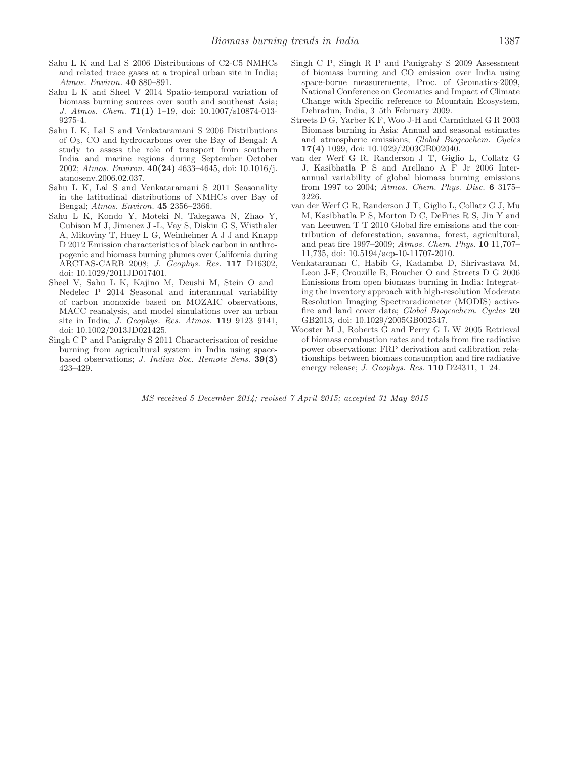Sahu L K and Lal S 2006 Distributions of C2-C5 NMHCs and related trace gases at a tropical urban site in India; *Atmos. Environ.* **40** 880–891.

Sahu L K and Sheel V 2014 Spatio-temporal variation of biomass burning sources over south and southeast Asia; *J. Atmos. Chem.* **71(1)** 1–19, doi: 10.1007/s10874-013-9275-4.

Sahu L K, Lal S and Venkataramani S 2006 Distributions of $O_3$, CO and hydrocarbons over the Bay of Bengal: A study to assess the role of transport from southern India and marine regions during September–October 2002; *Atmos. Environ.* **40(24)** 4633–4645, doi: 10.1016/j.atmosenv.2006.02.037.

Sahu L K, Lal S and Venkataramani S 2011 Seasonality in the latitudinal distributions of NMHCs over Bay of Bengal; *Atmos. Environ.* **45** 2356–2366.

Sahu L K, Kondo Y, Moteki N, Takegawa N, Zhao Y, Cubison M J, Jimenez J -L, Vay S, Diskin G S, Wisthaler A, Mikoviny T, Huey L G, Weinheimer A J J and Knapp D 2012 Emission characteristics of black carbon in anthropogenic and biomass burning plumes over California during ARCTAS-CARB 2008; *J. Geophys. Res.* **117** D16302, doi: 10.1029/2011JD017401.

Sheel V, Sahu L K, Kajino M, Deushi M, Stein O and Nedelec P 2014 Seasonal and interannual variability of carbon monoxide based on MOZAIC observations, MACC reanalysis, and model simulations over an urban site in India; *J. Geophys. Res. Atmos.* **119** 9123–9141, doi: 10.1002/2013JD021425.

Singh C P and Panigrahy S 2011 Characterisation of residue burning from agricultural system in India using space-based observations; *J. Indian Soc. Remote Sens.* **39(3)** 423–429.

Singh C P, Singh R P and Panigrahy S 2009 Assessment of biomass burning and CO emission over India using space-borne measurements, Proc. of Geomatics-2009, National Conference on Geomatics and Impact of Climate Change with Specific reference to Mountain Ecosystem, Dehradun, India, 3–5th February 2009.

Streets D G, Yarber K F, Woo J-H and Carmichael G R 2003 Biomass burning in Asia: Annual and seasonal estimates and atmospheric emissions; *Global Biogeochem. Cycles* **17(4)** 1099, doi: 10.1029/2003GB002040.

van der Werf G R, Randerson J T, Giglio L, Collatz G J, Kasibhatla P S and Arellano A F Jr 2006 Interannual variability of global biomass burning emissions from 1997 to 2004; *Atmos. Chem. Phys. Disc.* **6** 3175–3226.

van der Werf G R, Randerson J T, Giglio L, Collatz G J, Mu M, Kasibhatla P S, Morton D C, DeFries R S, Jin Y and van Leeuwen T T 2010 Global fire emissions and the contribution of deforestation, savanna, forest, agricultural, and peat fire 1997–2009; *Atmos. Chem. Phys.* **10** 11,707–11,735, doi: 10.5194/acp-10-11707-2010.

Venkataraman C, Habib G, Kadamba D, Shrivastava M, Leon J-F, Crouzille B, Boucher O and Streets D G 2006 Emissions from open biomass burning in India: Integrating the inventory approach with high-resolution Moderate Resolution Imaging Spectroradiometer (MODIS) active-fire and land cover data; *Global Biogeochem. Cycles* **20** GB2013, doi: 10.1029/2005GB002547.

Wooster M J, Roberts G and Perry G L W 2005 Retrieval of biomass combustion rates and totals from fire radiative power observations: FRP derivation and calibration relationships between biomass consumption and fire radiative energy release; *J. Geophys. Res.* **110** D24311, 1–24.

*MS received 5 December 2014; revised 7 April 2015; accepted 31 May 2015*